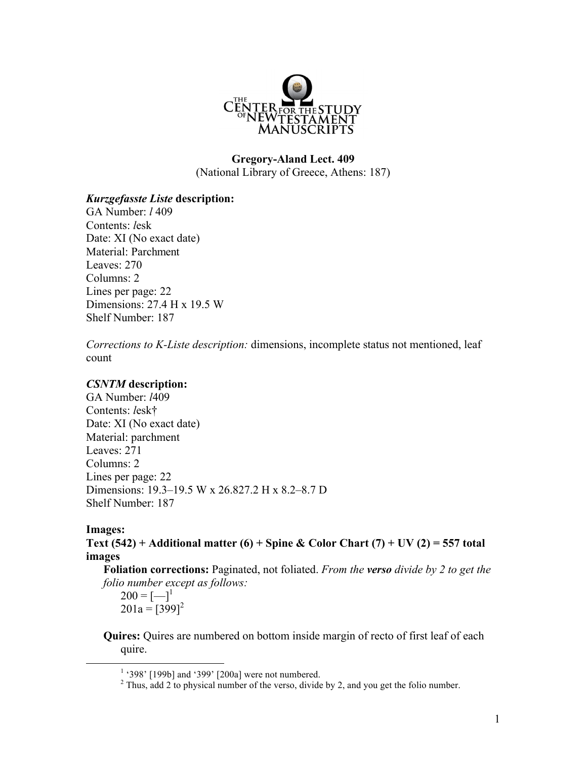**Gregory-Aland Lect. 409**
(National Library of Greece, Athens: 187)

***Kurzgefasste Liste* description:**
GA Number: *l* 409
Contents: *l*esk
Date: XI (No exact date)
Material: Parchment
Leaves: 270
Columns: 2
Lines per page: 22
Dimensions: 27.4 H x 19.5 W
Shelf Number: 187

*Corrections to K-Liste description:* dimensions, incomplete status not mentioned, leaf count

***CSNTM* description:**
GA Number: *l*409
Contents: *l*esk†
Date: XI (No exact date)
Material: parchment
Leaves: 271
Columns: 2
Lines per page: 22
Dimensions: 19.3–19.5 W x 26.827.2 H x 8.2–8.7 D
Shelf Number: 187

**Images:**
**Text (542) + Additional matter (6) + Spine & Color Chart (7) + UV (2) = 557 total images**

**Foliation corrections:** Paginated, not foliated. *From the* ***verso*** *divide by 2 to get the folio number except as follows:*

200 = [—][1]
201a = [399][2]

**Quires:** Quires are numbered on bottom inside margin of recto of first leaf of each quire.

[1] '398' [199b] and '399' [200a] were not numbered.
[2] Thus, add 2 to physical number of the verso, divide by 2, and you get the folio number.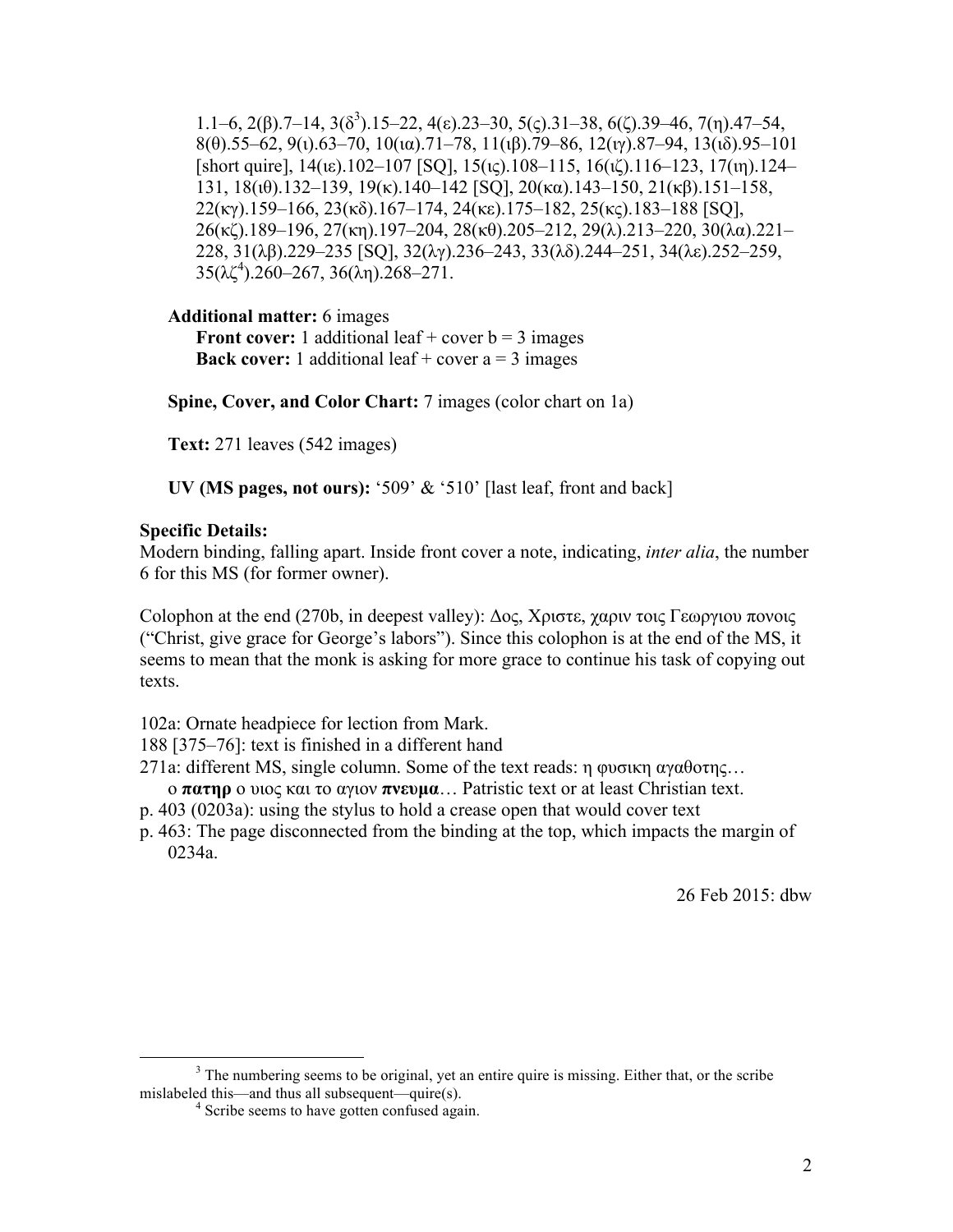1.1–6, 2(β).7–14, 3(δ[3]).15–22, 4(ε).23–30, 5(ς).31–38, 6(ζ).39–46, 7(η).47–54, 8(θ).55–62, 9(ι).63–70, 10(ια).71–78, 11(ιβ).79–86, 12(ιγ).87–94, 13(ιδ).95–101 [short quire], 14(ιε).102–107 [SQ], 15(ις).108–115, 16(ιζ).116–123, 17(ιη).124–131, 18(ιθ).132–139, 19(κ).140–142 [SQ], 20(κα).143–150, 21(κβ).151–158, 22(κγ).159–166, 23(κδ).167–174, 24(κε).175–182, 25(κς).183–188 [SQ], 26(κζ).189–196, 27(κη).197–204, 28(κθ).205–212, 29(λ).213–220, 30(λα).221–228, 31(λβ).229–235 [SQ], 32(λγ).236–243, 33(λδ).244–251, 34(λε).252–259, 35(λζ[4]).260–267, 36(λη).268–271.

**Additional matter:** 6 images
**Front cover:** 1 additional leaf + cover b = 3 images
**Back cover:** 1 additional leaf + cover a = 3 images

**Spine, Cover, and Color Chart:** 7 images (color chart on 1a)

**Text:** 271 leaves (542 images)

**UV (MS pages, not ours):** '509' & '510' [last leaf, front and back]

**Specific Details:**
Modern binding, falling apart. Inside front cover a note, indicating, *inter alia*, the number 6 for this MS (for former owner).

Colophon at the end (270b, in deepest valley): Δος, Χριστε, χαριν τοις Γεωργιου πονοις ("Christ, give grace for George's labors"). Since this colophon is at the end of the MS, it seems to mean that the monk is asking for more grace to continue his task of copying out texts.

102a: Ornate headpiece for lection from Mark.
188 [375–76]: text is finished in a different hand
271a: different MS, single column. Some of the text reads: η φυσικη αγαθοτης… ο **πατηρ** ο υιος και το αγιον **πνευμα**… Patristic text or at least Christian text.
p. 403 (0203a): using the stylus to hold a crease open that would cover text
p. 463: The page disconnected from the binding at the top, which impacts the margin of 0234a.

26 Feb 2015: dbw

---

[3] The numbering seems to be original, yet an entire quire is missing. Either that, or the scribe mislabeled this—and thus all subsequent—quire(s).

[4] Scribe seems to have gotten confused again.